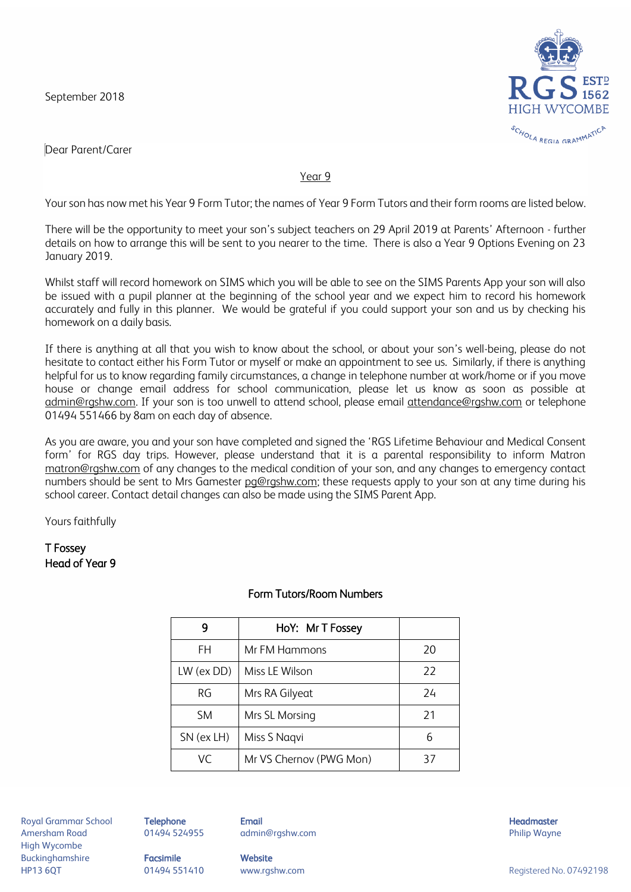September 2018

Dear Parent/Carer

Year 9

Your son has now met his Year 9 Form Tutor; the names of Year 9 Form Tutors and their form rooms are listed below.

There will be the opportunity to meet your son's subject teachers on 29 April 2019 at Parents' Afternoon - further details on how to arrange this will be sent to you nearer to the time. There is also a Year 9 Options Evening on 23 January 2019.

Whilst staff will record homework on SIMS which you will be able to see on the SIMS Parents App your son will also be issued with a pupil planner at the beginning of the school year and we expect him to record his homework accurately and fully in this planner. We would be grateful if you could support your son and us by checking his homework on a daily basis.

If there is anything at all that you wish to know about the school, or about your son's well-being, please do not hesitate to contact either his Form Tutor or myself or make an appointment to see us. Similarly, if there is anything helpful for us to know regarding family circumstances, a change in telephone number at work/home or if you move house or change email address for school communication, please let us know as soon as possible at admin@rgshw.com. If your son is too unwell to attend school, please email attendance@rgshw.com or telephone 01494 551466 by 8am on each day of absence.

As you are aware, you and your son have completed and signed the 'RGS Lifetime Behaviour and Medical Consent form' for RGS day trips. However, please understand that it is a parental responsibility to inform Matron matron@rgshw.com of any changes to the medical condition of your son, and any changes to emergency contact numbers should be sent to Mrs Gamester pg@rgshw.com; these requests apply to your son at any time during his school career. Contact detail changes can also be made using the SIMS Parent App.

Yours faithfully

**T Fossey**
**Head of Year 9**

**Form Tutors/Room Numbers**

| 9 | HoY: Mr T Fossey | |
|---|---|---|
| FH | Mr FM Hammons | 20 |
| LW (ex DD) | Miss LE Wilson | 22 |
| RG | Mrs RA Gilyeat | 24 |
| SM | Mrs SL Morsing | 21 |
| SN (ex LH) | Miss S Naqvi | 6 |
| VC | Mr VS Chernov (PWG Mon) | 37 |

Royal Grammar School
Amersham Road
High Wycombe
Buckinghamshire
HP13 6QT

**Telephone** 01494 524955
**Facsimile** 01494 551410

**Email** admin@rgshw.com
**Website** www.rgshw.com

**Headmaster** Philip Wayne

Registered No. 07492198